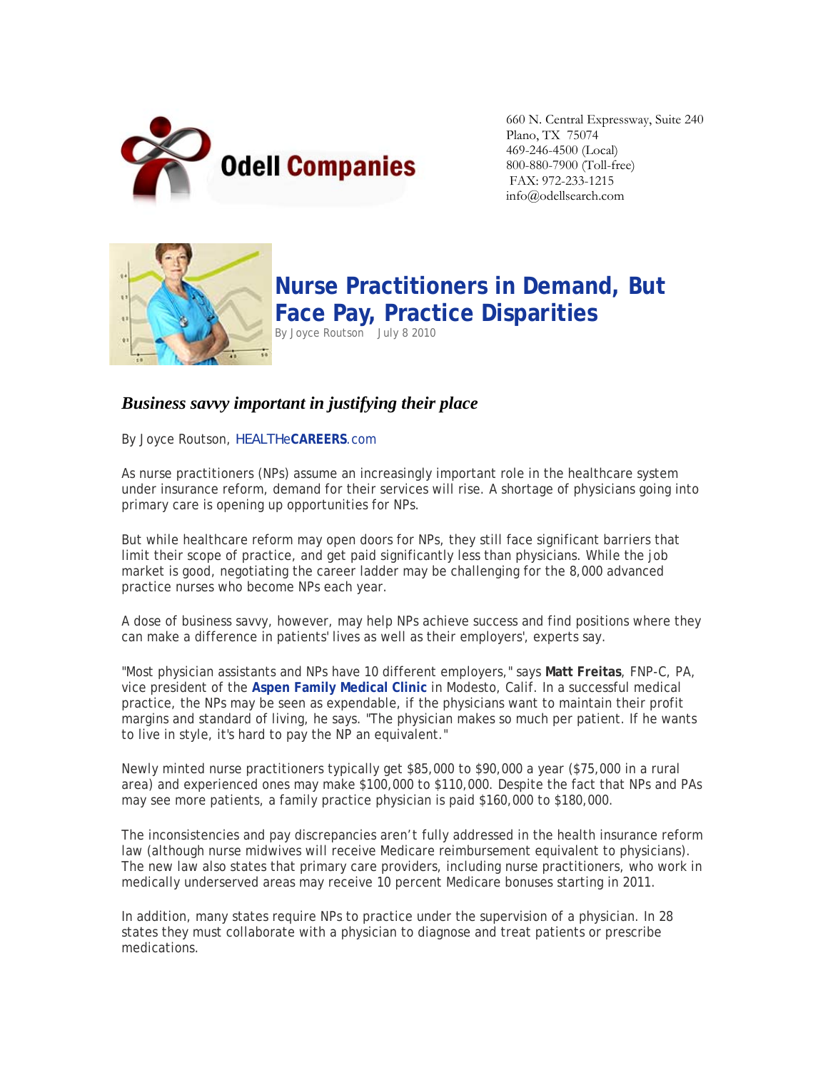Odell Companies

660 N. Central Expressway, Suite 240
Plano, TX 75074
469-246-4500 (Local)
800-880-7900 (Toll-free)
FAX: 972-233-1215
info@odellsearch.com

# Nurse Practitioners in Demand, But Face Pay, Practice Disparities

By Joyce Routson July 8 2010

## *Business savvy important in justifying their place*

By Joyce Routson, HEALTHeCAREERS.com

As nurse practitioners (NPs) assume an increasingly important role in the healthcare system under insurance reform, demand for their services will rise. A shortage of physicians going into primary care is opening up opportunities for NPs.

But while healthcare reform may open doors for NPs, they still face significant barriers that limit their scope of practice, and get paid significantly less than physicians. While the job market is good, negotiating the career ladder may be challenging for the 8,000 advanced practice nurses who become NPs each year.

A dose of business savvy, however, may help NPs achieve success and find positions where they can make a difference in patients' lives as well as their employers', experts say.

"Most physician assistants and NPs have 10 different employers," says **Matt Freitas**, FNP-C, PA, vice president of the **Aspen Family Medical Clinic** in Modesto, Calif. In a successful medical practice, the NPs may be seen as expendable, if the physicians want to maintain their profit margins and standard of living, he says. "The physician makes so much per patient. If he wants to live in style, it's hard to pay the NP an equivalent."

Newly minted nurse practitioners typically get $85,000 to $90,000 a year ($75,000 in a rural area) and experienced ones may make $100,000 to $110,000. Despite the fact that NPs and PAs may see more patients, a family practice physician is paid $160,000 to $180,000.

The inconsistencies and pay discrepancies aren't fully addressed in the health insurance reform law (although nurse midwives will receive Medicare reimbursement equivalent to physicians). The new law also states that primary care providers, including nurse practitioners, who work in medically underserved areas may receive 10 percent Medicare bonuses starting in 2011.

In addition, many states require NPs to practice under the supervision of a physician. In 28 states they must collaborate with a physician to diagnose and treat patients or prescribe medications.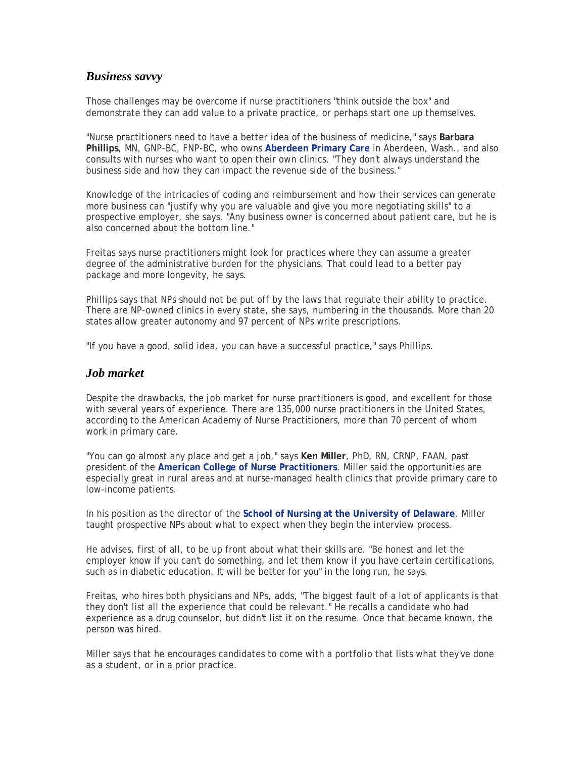## *Business savvy*

Those challenges may be overcome if nurse practitioners "think outside the box" and demonstrate they can add value to a private practice, or perhaps start one up themselves.

"Nurse practitioners need to have a better idea of the business of medicine," says **Barbara Phillips**, MN, GNP-BC, FNP-BC, who owns **Aberdeen Primary Care** in Aberdeen, Wash., and also consults with nurses who want to open their own clinics. "They don't always understand the business side and how they can impact the revenue side of the business."

Knowledge of the intricacies of coding and reimbursement and how their services can generate more business can "justify why you are valuable and give you more negotiating skills" to a prospective employer, she says. "Any business owner is concerned about patient care, but he is also concerned about the bottom line."

Freitas says nurse practitioners might look for practices where they can assume a greater degree of the administrative burden for the physicians. That could lead to a better pay package and more longevity, he says.

Phillips says that NPs should not be put off by the laws that regulate their ability to practice. There are NP-owned clinics in every state, she says, numbering in the thousands. More than 20 states allow greater autonomy and 97 percent of NPs write prescriptions.

"If you have a good, solid idea, you can have a successful practice," says Phillips.

## *Job market*

Despite the drawbacks, the job market for nurse practitioners is good, and excellent for those with several years of experience. There are 135,000 nurse practitioners in the United States, according to the American Academy of Nurse Practitioners, more than 70 percent of whom work in primary care.

"You can go almost any place and get a job," says **Ken Miller**, PhD, RN, CRNP, FAAN, past president of the **American College of Nurse Practitioners**. Miller said the opportunities are especially great in rural areas and at nurse-managed health clinics that provide primary care to low-income patients.

In his position as the director of the **School of Nursing at the University of Delaware**, Miller taught prospective NPs about what to expect when they begin the interview process.

He advises, first of all, to be up front about what their skills are. "Be honest and let the employer know if you can't do something, and let them know if you have certain certifications, such as in diabetic education. It will be better for you" in the long run, he says.

Freitas, who hires both physicians and NPs, adds, "The biggest fault of a lot of applicants is that they don't list all the experience that could be relevant." He recalls a candidate who had experience as a drug counselor, but didn't list it on the resume. Once that became known, the person was hired.

Miller says that he encourages candidates to come with a portfolio that lists what they've done as a student, or in a prior practice.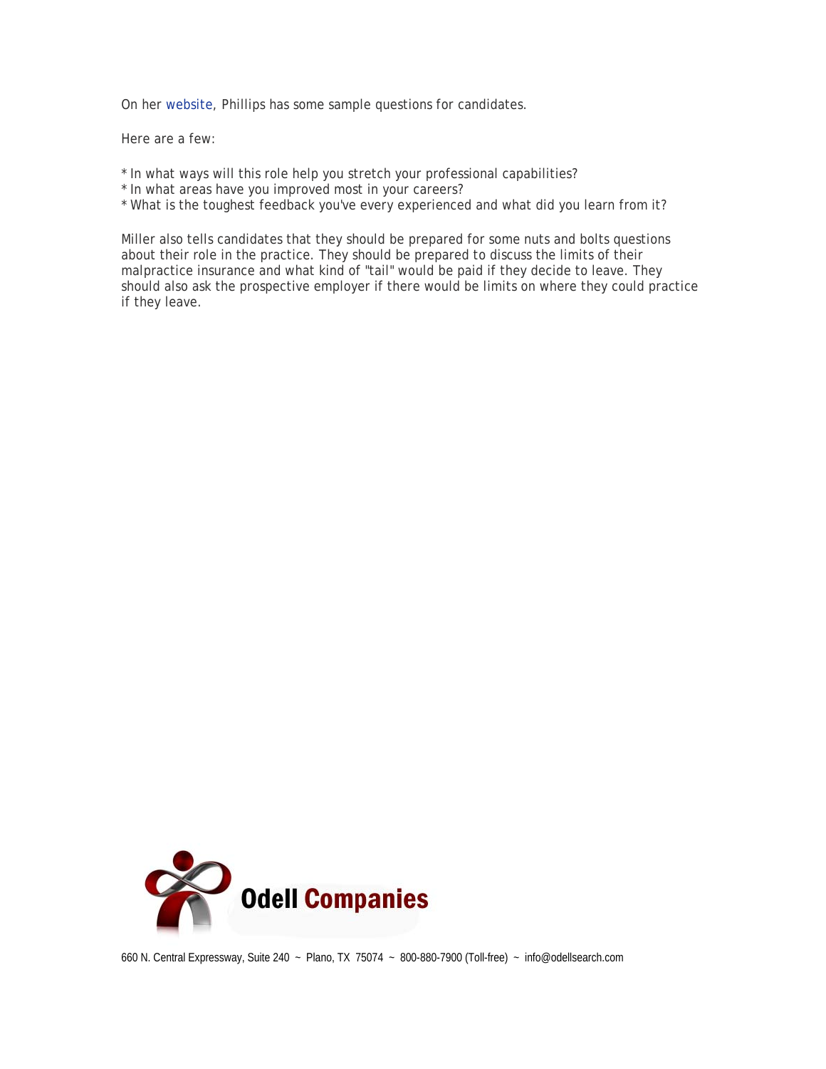On her website, Phillips has some sample questions for candidates.

Here are a few:

* In what ways will this role help you stretch your professional capabilities?
* In what areas have you improved most in your careers?
* What is the toughest feedback you've every experienced and what did you learn from it?

Miller also tells candidates that they should be prepared for some nuts and bolts questions about their role in the practice. They should be prepared to discuss the limits of their malpractice insurance and what kind of "tail" would be paid if they decide to leave. They should also ask the prospective employer if there would be limits on where they could practice if they leave.

**Odell Companies**

660 N. Central Expressway, Suite 240 ~ Plano, TX 75074 ~ 800-880-7900 (Toll-free) ~ info@odellsearch.com